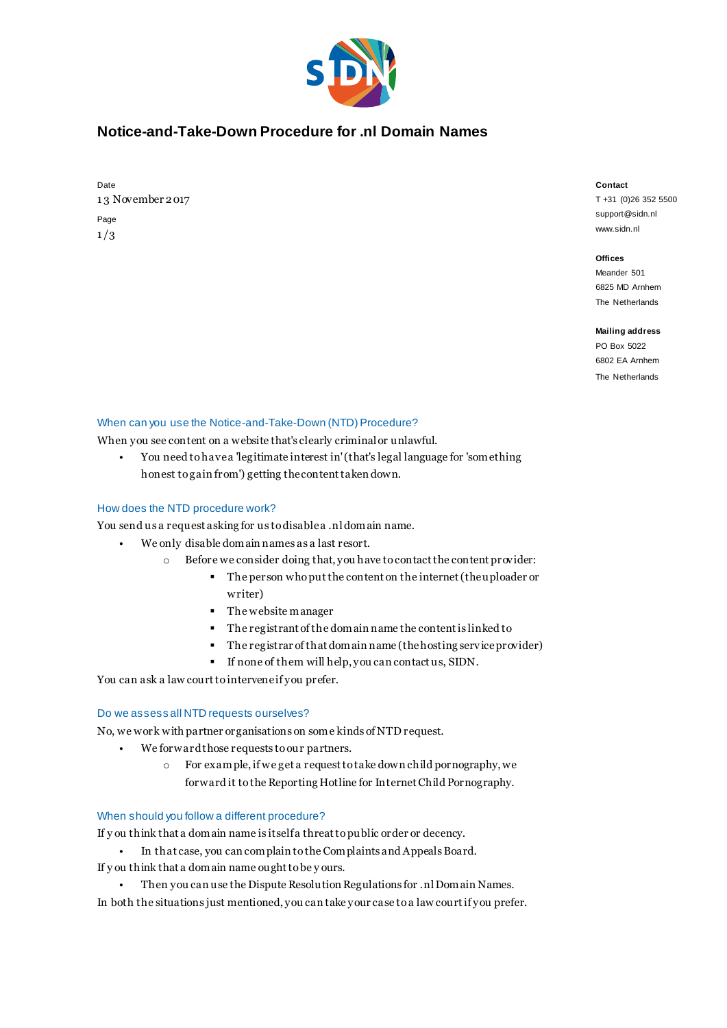# Notice-and-Take-Down Procedure for .nl Domain Names

Date
13 November 2017

Contact
T +31 (0)26 352 5500
support@sidn.nl
www.sidn.nl

Offices
Meander 501
6825 MD Arnhem
The Netherlands

Mailing address
PO Box 5022
6802 EA Arnhem
The Netherlands

## When can you use the Notice-and-Take-Down (NTD) Procedure?

When you see content on a website that's clearly criminal or unlawful.

- You need to have a 'legitimate interest in' (that's legal language for 'something honest to gain from') getting the content taken down.

## How does the NTD procedure work?

You send us a request asking for us to disable a .nl domain name.

- We only disable domain names as a last resort.
    - Before we consider doing that, you have to contact the content provider:
        - The person who put the content on the internet (the uploader or writer)
        - The website manager
        - The registrant of the domain name the content is linked to
        - The registrar of that domain name (the hosting service provider)
        - If none of them will help, you can contact us, SIDN.

You can ask a law court to intervene if you prefer.

## Do we assess all NTD requests ourselves?

No, we work with partner organisations on some kinds of NTD request.

- We forward those requests to our partners.
    - For example, if we get a request to take down child pornography, we forward it to the Reporting Hotline for Internet Child Pornography.

## When should you follow a different procedure?

If you think that a domain name is itself a threat to public order or decency.

- In that case, you can complain to the Complaints and Appeals Board.

If you think that a domain name ought to be yours.

- Then you can use the Dispute Resolution Regulations for .nl Domain Names.

In both the situations just mentioned, you can take your case to a law court if you prefer.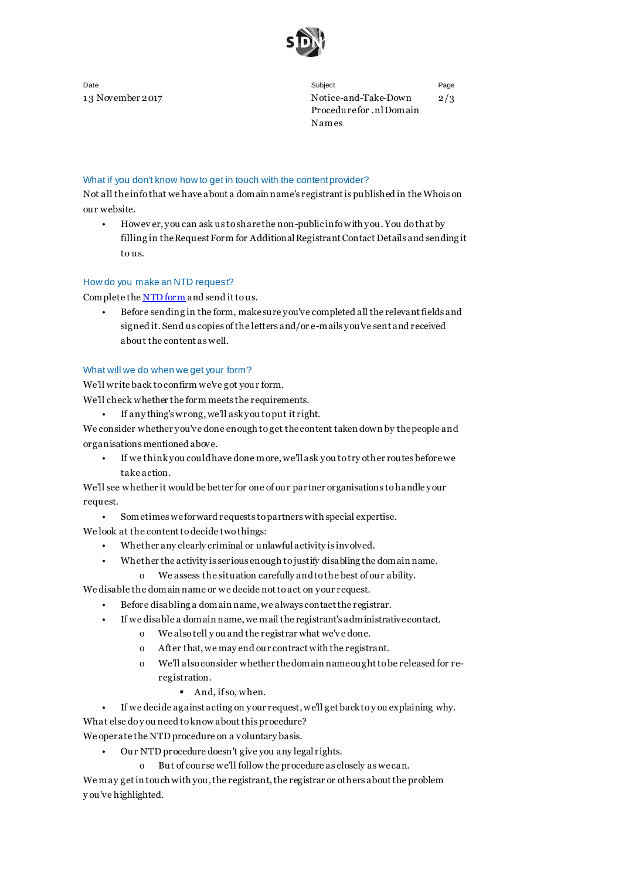### What if you don't know how to get in touch with the content provider?

Not all the info that we have about a domain name's registrant is published in the Whois on our website.

- However, you can ask us to share the non-public info with you. You do that by filling in the Request Form for Additional Registrant Contact Details and sending it to us.

### How do you make an NTD request?

Complete the [NTD form]() and send it to us.

- Before sending in the form, make sure you've completed all the relevant fields and signed it. Send us copies of the letters and/or e-mails you've sent and received about the content as well.

### What will we do when we get your form?

We'll write back to confirm we've got your form.

We'll check whether the form meets the requirements.

- If anything's wrong, we'll ask you to put it right.

We consider whether you've done enough to get the content taken down by the people and organisations mentioned above.

- If we think you could have done more, we'll ask you to try other routes before we take action.

We'll see whether it would be better for one of our partner organisations to handle your request.

- Sometimes we forward requests to partners with special expertise.

We look at the content to decide two things:

- Whether any clearly criminal or unlawful activity is involved.
- Whether the activity is serious enough to justify disabling the domain name.
  - We assess the situation carefully and to the best of our ability.

We disable the domain name or we decide not to act on your request.

- Before disabling a domain name, we always contact the registrar.
- If we disable a domain name, we mail the registrant's administrative contact.
  - We also tell you and the registrar what we've done.
  - After that, we may end our contract with the registrant.
  - We'll also consider whether the domain name ought to be released for re-registration.
    - And, if so, when.
- If we decide against acting on your request, we'll get back to you explaining why.

What else do you need to know about this procedure?

We operate the NTD procedure on a voluntary basis.

- Our NTD procedure doesn't give you any legal rights.
  - But of course we'll follow the procedure as closely as we can.

We may get in touch with you, the registrant, the registrar or others about the problem you've highlighted.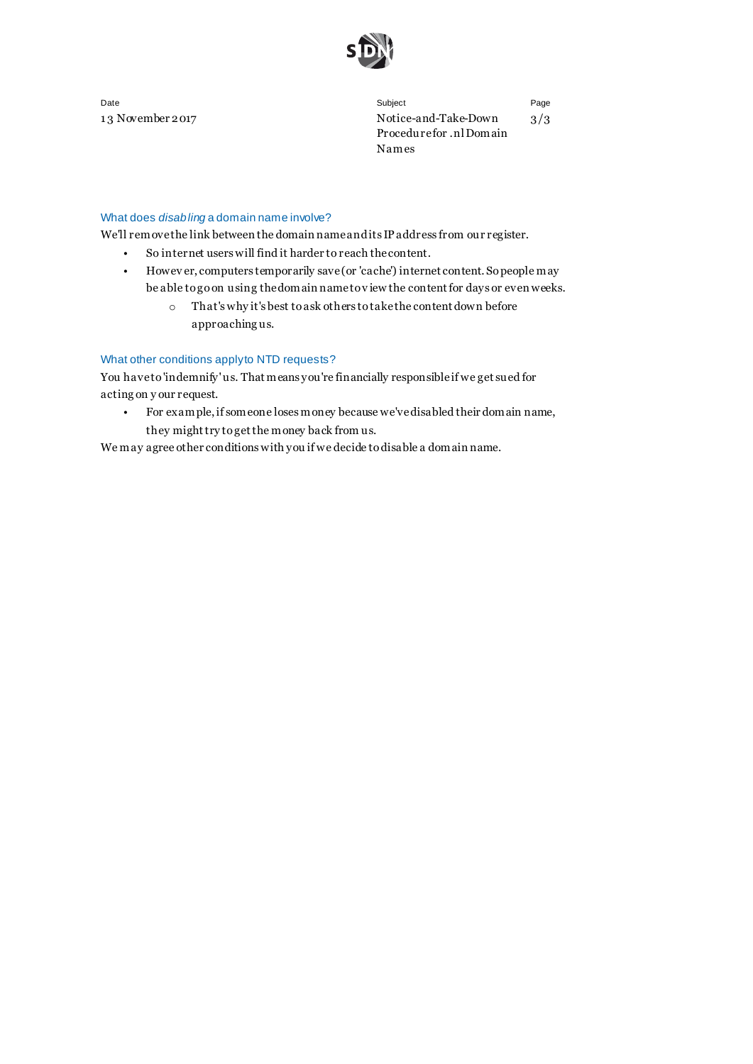### What does *disabling* a domain name involve?

We'll remove the link between the domain name and its IP address from our register.

- So internet users will find it harder to reach the content.
- However, computers temporarily save (or 'cache') internet content. So people may be able to go on using the domain name to view the content for days or even weeks.
    - That's why it's best to ask others to take the content down before approaching us.

### What other conditions apply to NTD requests?

You have to 'indemnify' us. That means you're financially responsible if we get sued for acting on your request.

- For example, if someone loses money because we've disabled their domain name, they might try to get the money back from us.

We may agree other conditions with you if we decide to disable a domain name.